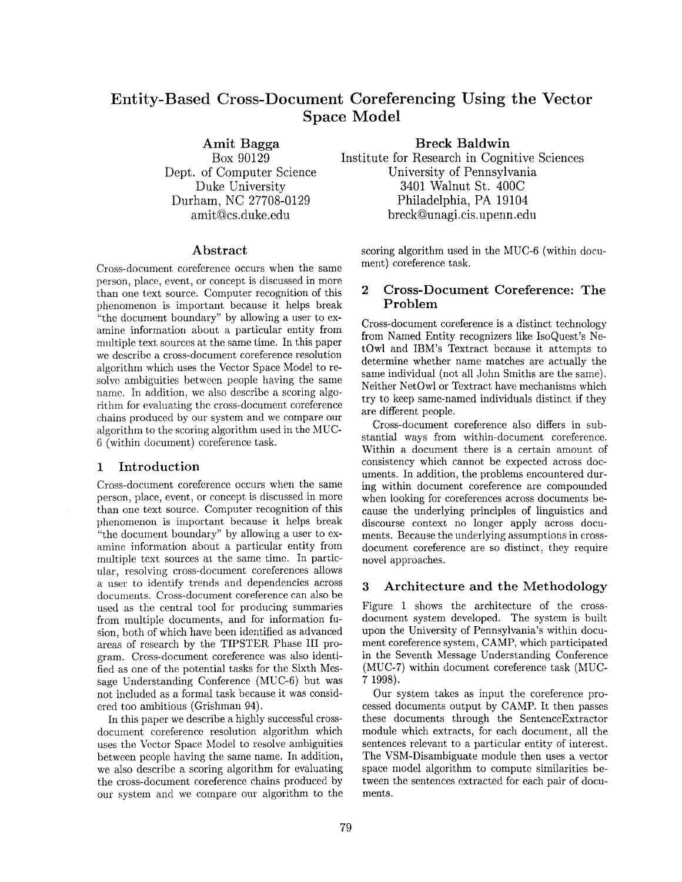# Entity-Based Cross-Document Coreferencing Using the Vector Space Model

**Amit Bagga**
Box 90129
Dept. of Computer Science
Duke University
Durham, NC 27708-0129
amit@cs.duke.edu

**Breck Baldwin**
Institute for Research in Cognitive Sciences
University of Pennsylvania
3401 Walnut St. 400C
Philadelphia, PA 19104
breck@unagi.cis.upenn.edu

## Abstract

Cross-document coreference occurs when the same person, place, event, or concept is discussed in more than one text source. Computer recognition of this phenomenon is important because it helps break "the document boundary" by allowing a user to examine information about a particular entity from multiple text sources at the same time. In this paper we describe a cross-document coreference resolution algorithm which uses the Vector Space Model to resolve ambiguities between people having the same name. In addition, we also describe a scoring algorithm for evaluating the cross-document coreference chains produced by our system and we compare our algorithm to the scoring algorithm used in the MUC-6 (within document) coreference task.

## 1 Introduction

Cross-document coreference occurs when the same person, place, event, or concept is discussed in more than one text source. Computer recognition of this phenomenon is important because it helps break "the document boundary" by allowing a user to examine information about a particular entity from multiple text sources at the same time. In particular, resolving cross-document coreferences allows a user to identify trends and dependencies across documents. Cross-document coreference can also be used as the central tool for producing summaries from multiple documents, and for information fusion, both of which have been identified as advanced areas of research by the TIPSTER Phase III program. Cross-document coreference was also identified as one of the potential tasks for the Sixth Message Understanding Conference (MUC-6) but was not included as a formal task because it was considered too ambitious (Grishman 94).

In this paper we describe a highly successful cross-document coreference resolution algorithm which uses the Vector Space Model to resolve ambiguities between people having the same name. In addition, we also describe a scoring algorithm for evaluating the cross-document coreference chains produced by our system and we compare our algorithm to the scoring algorithm used in the MUC-6 (within document) coreference task.

## 2 Cross-Document Coreference: The Problem

Cross-document coreference is a distinct technology from Named Entity recognizers like IsoQuest's NetOwl and IBM's Textract because it attempts to determine whether name matches are actually the same individual (not all John Smiths are the same). Neither NetOwl or Textract have mechanisms which try to keep same-named individuals distinct if they are different people.

Cross-document coreference also differs in substantial ways from within-document coreference. Within a document there is a certain amount of consistency which cannot be expected across documents. In addition, the problems encountered during within document coreference are compounded when looking for coreferences across documents because the underlying principles of linguistics and discourse context no longer apply across documents. Because the underlying assumptions in cross-document coreference are so distinct, they require novel approaches.

## 3 Architecture and the Methodology

Figure 1 shows the architecture of the cross-document system developed. The system is built upon the University of Pennsylvania's within document coreference system, CAMP, which participated in the Seventh Message Understanding Conference (MUC-7) within document coreference task (MUC-7 1998).

Our system takes as input the coreference processed documents output by CAMP. It then passes these documents through the SentenceExtractor module which extracts, for each document, all the sentences relevant to a particular entity of interest. The VSM-Disambiguate module then uses a vector space model algorithm to compute similarities between the sentences extracted for each pair of documents.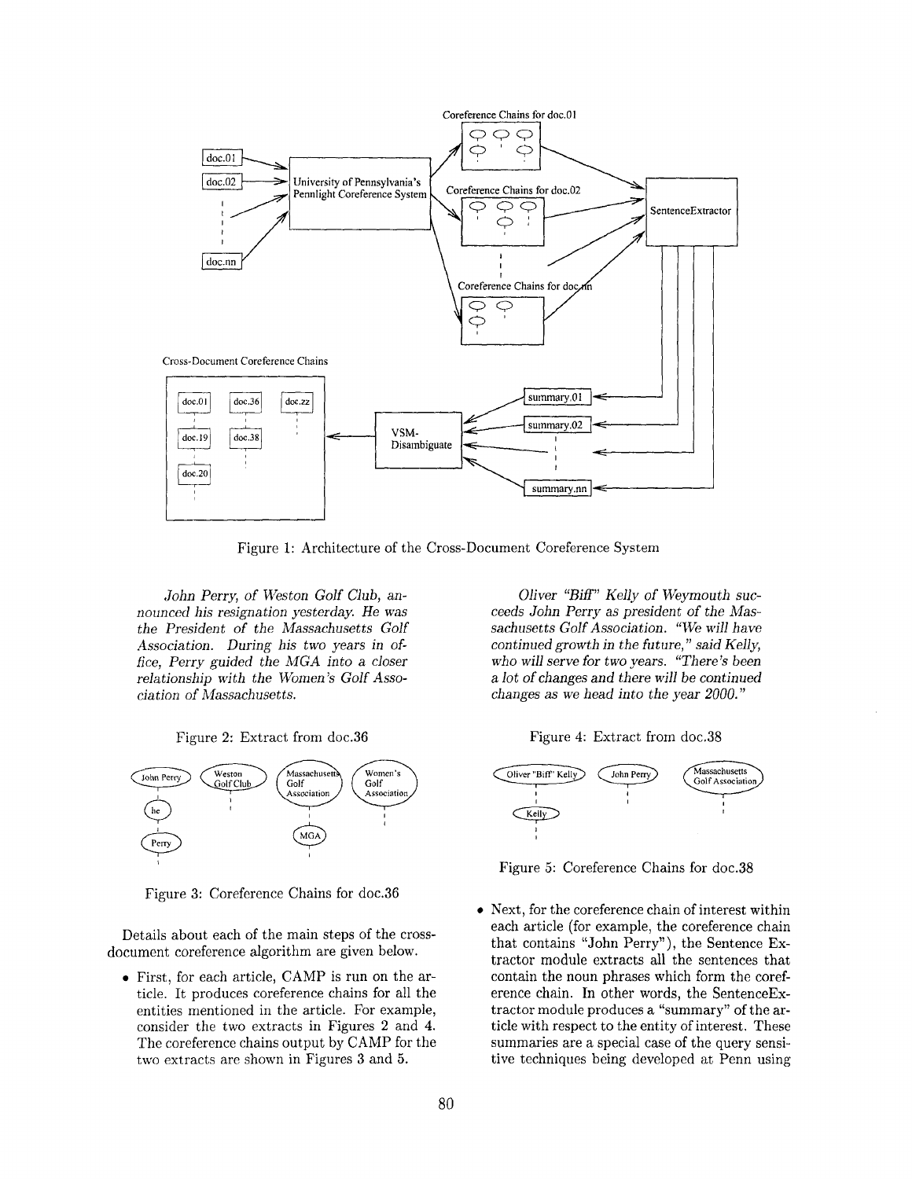Figure 1: Architecture of the Cross-Document Coreference System

*John Perry, of Weston Golf Club, announced his resignation yesterday. He was the President of the Massachusetts Golf Association. During his two years in office, Perry guided the MGA into a closer relationship with the Women's Golf Association of Massachusetts.*

Figure 2: Extract from doc.36

Figure 3: Coreference Chains for doc.36

Details about each of the main steps of the cross-document coreference algorithm are given below.

- First, for each article, CAMP is run on the article. It produces coreference chains for all the entities mentioned in the article. For example, consider the two extracts in Figures 2 and 4. The coreference chains output by CAMP for the two extracts are shown in Figures 3 and 5.

*Oliver "Biff" Kelly of Weymouth succeeds John Perry as president of the Massachusetts Golf Association. "We will have continued growth in the future," said Kelly, who will serve for two years. "There's been a lot of changes and there will be continued changes as we head into the year 2000."*

Figure 4: Extract from doc.38

Figure 5: Coreference Chains for doc.38

- Next, for the coreference chain of interest within each article (for example, the coreference chain that contains "John Perry"), the Sentence Extractor module extracts all the sentences that contain the noun phrases which form the coreference chain. In other words, the SentenceExtractor module produces a "summary" of the article with respect to the entity of interest. These summaries are a special case of the query sensitive techniques being developed at Penn using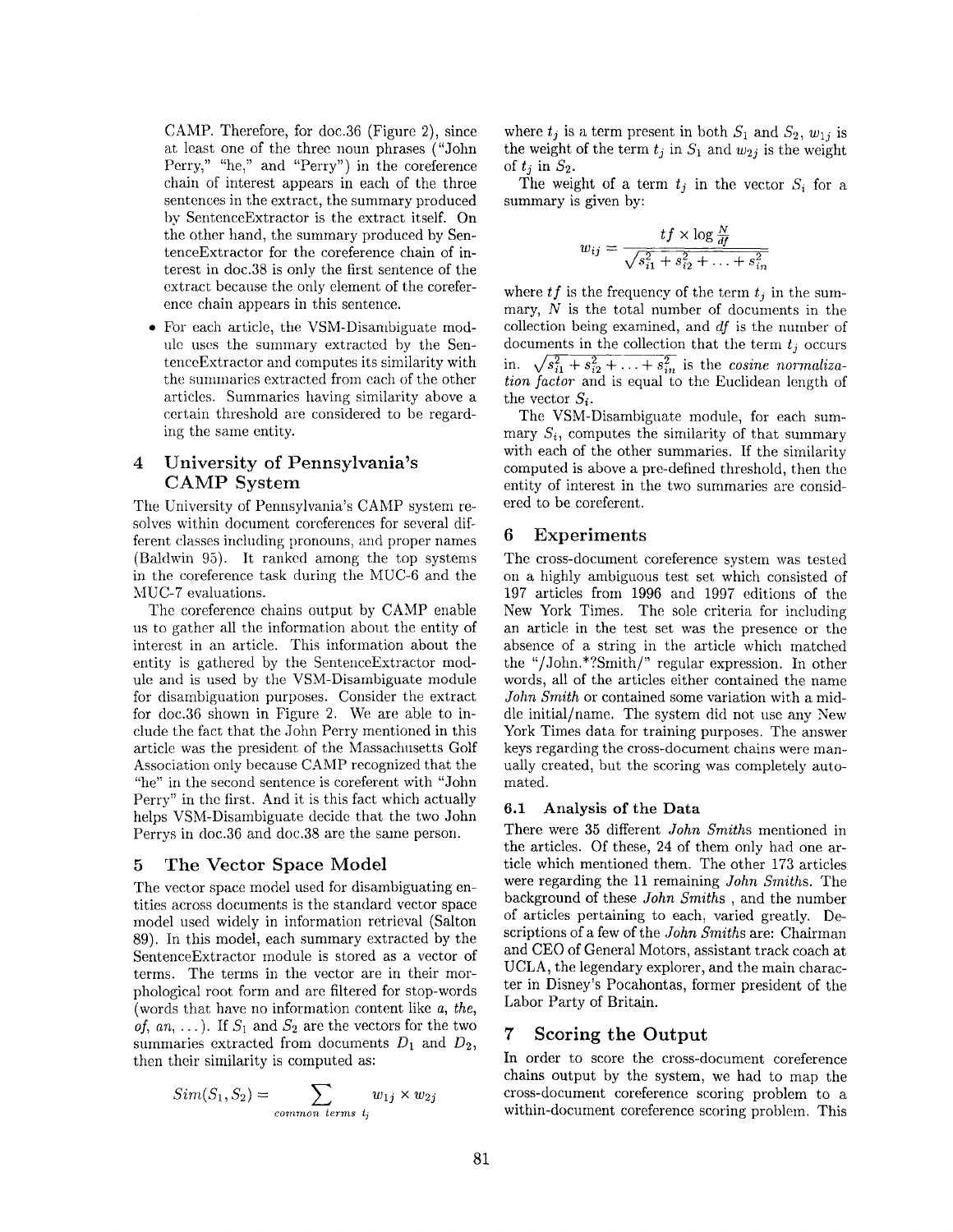CAMP. Therefore, for doc.36 (Figure 2), since at least one of the three noun phrases ("John Perry," "he," and "Perry") in the coreference chain of interest appears in each of the three sentences in the extract, the summary produced by SentenceExtractor is the extract itself. On the other hand, the summary produced by SentenceExtractor for the coreference chain of interest in doc.38 is only the first sentence of the extract because the only element of the coreference chain appears in this sentence.

- For each article, the VSM-Disambiguate module uses the summary extracted by the SentenceExtractor and computes its similarity with the summaries extracted from each of the other articles. Summaries having similarity above a certain threshold are considered to be regarding the same entity.

## 4 University of Pennsylvania's CAMP System

The University of Pennsylvania's CAMP system resolves within document coreferences for several different classes including pronouns, and proper names (Baldwin 95). It ranked among the top systems in the coreference task during the MUC-6 and the MUC-7 evaluations.

The coreference chains output by CAMP enable us to gather all the information about the entity of interest in an article. This information about the entity is gathered by the SentenceExtractor module and is used by the VSM-Disambiguate module for disambiguation purposes. Consider the extract for doc.36 shown in Figure 2. We are able to include the fact that the John Perry mentioned in this article was the president of the Massachusetts Golf Association only because CAMP recognized that the "he" in the second sentence is coreferent with "John Perry" in the first. And it is this fact which actually helps VSM-Disambiguate decide that the two John Perrys in doc.36 and doc.38 are the same person.

## 5 The Vector Space Model

The vector space model used for disambiguating entities across documents is the standard vector space model used widely in information retrieval (Salton 89). In this model, each summary extracted by the SentenceExtractor module is stored as a vector of terms. The terms in the vector are in their morphological root form and are filtered for stop-words (words that have no information content like *a*, *the*, *of*, *an*, ...). If $S_1$ and $S_2$ are the vectors for the two summaries extracted from documents $D_1$ and $D_2$, then their similarity is computed as:

$$Sim(S_1, S_2) = \sum_{common\ terms\ t_j} w_{1j} \times w_{2j}$$

where $t_j$ is a term present in both $S_1$ and $S_2$, $w_{1j}$ is the weight of the term $t_j$ in $S_1$ and $w_{2j}$ is the weight of $t_j$ in $S_2$.

The weight of a term $t_j$ in the vector $S_i$ for a summary is given by:

$$w_{ij} = \frac{tf \times \log \frac{N}{df}}{\sqrt{s_{i1}^2 + s_{i2}^2 + \ldots + s_{in}^2}}$$

where $tf$ is the frequency of the term $t_j$ in the summary, $N$ is the total number of documents in the collection being examined, and $df$ is the number of documents in the collection that the term $t_j$ occurs in. $\sqrt{s_{i1}^2 + s_{i2}^2 + \ldots + s_{in}^2}$ is the *cosine normalization factor* and is equal to the Euclidean length of the vector $S_i$.

The VSM-Disambiguate module, for each summary $S_i$, computes the similarity of that summary with each of the other summaries. If the similarity computed is above a pre-defined threshold, then the entity of interest in the two summaries are considered to be coreferent.

## 6 Experiments

The cross-document coreference system was tested on a highly ambiguous test set which consisted of 197 articles from 1996 and 1997 editions of the New York Times. The sole criteria for including an article in the test set was the presence or the absence of a string in the article which matched the "/John.*?Smith/" regular expression. In other words, all of the articles either contained the name *John Smith* or contained some variation with a middle initial/name. The system did not use any New York Times data for training purposes. The answer keys regarding the cross-document chains were manually created, but the scoring was completely automated.

### 6.1 Analysis of the Data

There were 35 different *John Smiths* mentioned in the articles. Of these, 24 of them only had one article which mentioned them. The other 173 articles were regarding the 11 remaining *John Smiths*. The background of these *John Smiths* , and the number of articles pertaining to each, varied greatly. Descriptions of a few of the *John Smiths* are: Chairman and CEO of General Motors, assistant track coach at UCLA, the legendary explorer, and the main character in Disney's Pocahontas, former president of the Labor Party of Britain.

## 7 Scoring the Output

In order to score the cross-document coreference chains output by the system, we had to map the cross-document coreference scoring problem to a within-document coreference scoring problem. This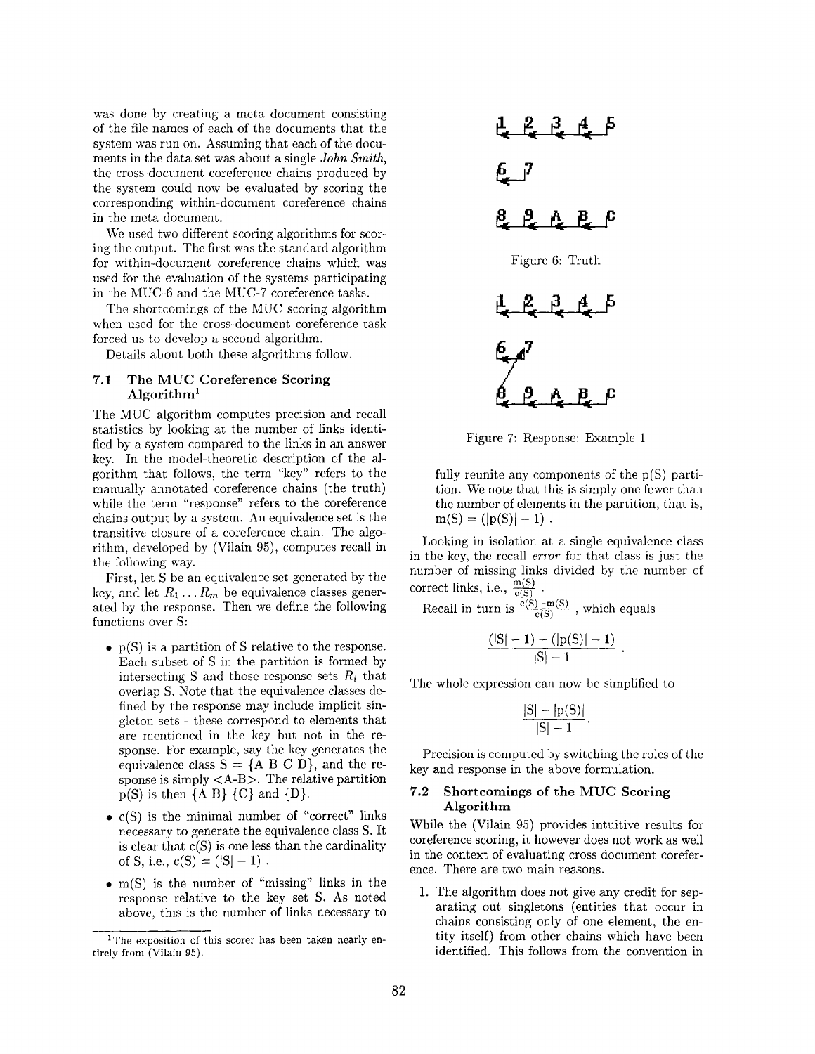was done by creating a meta document consisting of the file names of each of the documents that the system was run on. Assuming that each of the documents in the data set was about a single *John Smith*, the cross-document coreference chains produced by the system could now be evaluated by scoring the corresponding within-document coreference chains in the meta document.

We used two different scoring algorithms for scoring the output. The first was the standard algorithm for within-document coreference chains which was used for the evaluation of the systems participating in the MUC-6 and the MUC-7 coreference tasks.

The shortcomings of the MUC scoring algorithm when used for the cross-document coreference task forced us to develop a second algorithm.

Details about both these algorithms follow.

### 7.1 The MUC Coreference Scoring Algorithm[1]

The MUC algorithm computes precision and recall statistics by looking at the number of links identified by a system compared to the links in an answer key. In the model-theoretic description of the algorithm that follows, the term "key" refers to the manually annotated coreference chains (the truth) while the term "response" refers to the coreference chains output by a system. An equivalence set is the transitive closure of a coreference chain. The algorithm, developed by (Vilain 95), computes recall in the following way.

First, let S be an equivalence set generated by the key, and let $R_1 \ldots R_m$ be equivalence classes generated by the response. Then we define the following functions over S:

- p(S) is a partition of S relative to the response. Each subset of S in the partition is formed by intersecting S and those response sets $R_i$ that overlap S. Note that the equivalence classes defined by the response may include implicit singleton sets - these correspond to elements that are mentioned in the key but not in the response. For example, say the key generates the equivalence class S = {A B C D}, and the response is simply <A-B>. The relative partition p(S) is then {A B} {C} and {D}.
- c(S) is the minimal number of "correct" links necessary to generate the equivalence class S. It is clear that c(S) is one less than the cardinality of S, i.e., $c(S) = (|S| - 1)$ .
- m(S) is the number of "missing" links in the response relative to the key set S. As noted above, this is the number of links necessary to fully reunite any components of the p(S) partition. We note that this is simply one fewer than the number of elements in the partition, that is, $m(S) = (|p(S)| - 1)$ .

[1] The exposition of this scorer has been taken nearly entirely from (Vilain 95).

Figure 6: Truth

Figure 7: Response: Example 1

Looking in isolation at a single equivalence class in the key, the recall *error* for that class is just the number of missing links divided by the number of correct links, i.e., $\frac{m(S)}{c(S)}$ .

Recall in turn is $\frac{c(S)-m(S)}{c(S)}$ , which equals

$$\frac{(|S| - 1) - (|p(S)| - 1)}{|S| - 1}.$$

The whole expression can now be simplified to

$$\frac{|S| - |p(S)|}{|S| - 1}.$$

Precision is computed by switching the roles of the key and response in the above formulation.

### 7.2 Shortcomings of the MUC Scoring Algorithm

While the (Vilain 95) provides intuitive results for coreference scoring, it however does not work as well in the context of evaluating cross document coreference. There are two main reasons.

1. The algorithm does not give any credit for separating out singletons (entities that occur in chains consisting only of one element, the entity itself) from other chains which have been identified. This follows from the convention in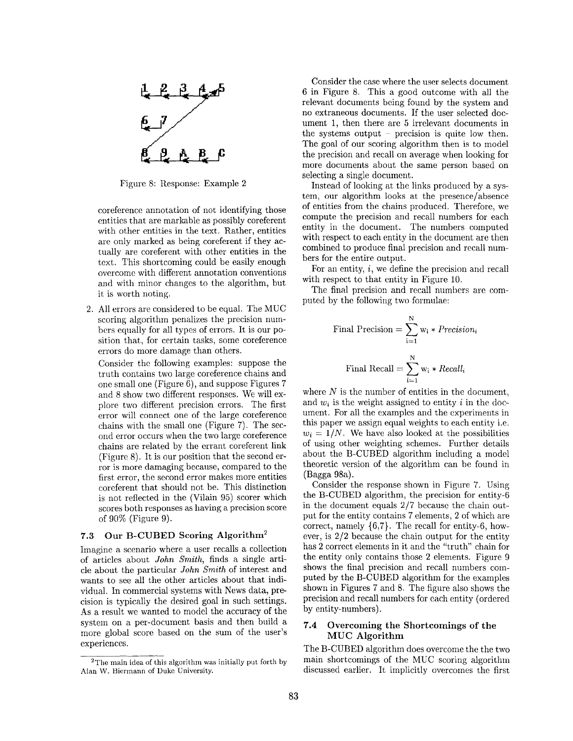Figure 8: Response: Example 2

coreference annotation of not identifying those entities that are markable as possibly coreferent with other entities in the text. Rather, entities are only marked as being coreferent if they actually are coreferent with other entities in the text. This shortcoming could be easily enough overcome with different annotation conventions and with minor changes to the algorithm, but it is worth noting.

2. All errors are considered to be equal. The MUC scoring algorithm penalizes the precision numbers equally for all types of errors. It is our position that, for certain tasks, some coreference errors do more damage than others.

   Consider the following examples: suppose the truth contains two large coreference chains and one small one (Figure 6), and suppose Figures 7 and 8 show two different responses. We will explore two different precision errors. The first error will connect one of the large coreference chains with the small one (Figure 7). The second error occurs when the two large coreference chains are related by the errant coreferent link (Figure 8). It is our position that the second error is more damaging because, compared to the first error, the second error makes more entities coreferent that should not be. This distinction is not reflected in the (Vilain 95) scorer which scores both responses as having a precision score of 90% (Figure 9).

### 7.3 Our B-CUBED Scoring Algorithm[2]

Imagine a scenario where a user recalls a collection of articles about *John Smith*, finds a single article about the particular *John Smith* of interest and wants to see all the other articles about that individual. In commercial systems with News data, precision is typically the desired goal in such settings. As a result we wanted to model the accuracy of the system on a per-document basis and then build a more global score based on the sum of the user's experiences.

[2] The main idea of this algorithm was initially put forth by Alan W. Biermann of Duke University.

Consider the case where the user selects document 6 in Figure 8. This a good outcome with all the relevant documents being found by the system and no extraneous documents. If the user selected document 1, then there are 5 irrelevant documents in the systems output – precision is quite low then. The goal of our scoring algorithm then is to model the precision and recall on average when looking for more documents about the same person based on selecting a single document.

Instead of looking at the links produced by a system, our algorithm looks at the presence/absence of entities from the chains produced. Therefore, we compute the precision and recall numbers for each entity in the document. The numbers computed with respect to each entity in the document are then combined to produce final precision and recall numbers for the entire output.

For an entity, $i$, we define the precision and recall with respect to that entity in Figure 10.

The final precision and recall numbers are computed by the following two formulae:

$$\text{Final Precision} = \sum_{i=1}^{N} w_i * \mathit{Precision}_i$$

$$\text{Final Recall} = \sum_{i=1}^{N} w_i * \mathit{Recall}_i$$

where $N$ is the number of entities in the document, and $w_i$ is the weight assigned to entity $i$ in the document. For all the examples and the experiments in this paper we assign equal weights to each entity i.e. $w_i = 1/N$. We have also looked at the possibilities of using other weighting schemes. Further details about the B-CUBED algorithm including a model theoretic version of the algorithm can be found in (Bagga 98a).

Consider the response shown in Figure 7. Using the B-CUBED algorithm, the precision for entity-6 in the document equals 2/7 because the chain output for the entity contains 7 elements, 2 of which are correct, namely {6,7}. The recall for entity-6, however, is 2/2 because the chain output for the entity has 2 correct elements in it and the "truth" chain for the entity only contains those 2 elements. Figure 9 shows the final precision and recall numbers computed by the B-CUBED algorithm for the examples shown in Figures 7 and 8. The figure also shows the precision and recall numbers for each entity (ordered by entity-numbers).

### 7.4 Overcoming the Shortcomings of the MUC Algorithm

The B-CUBED algorithm does overcome the the two main shortcomings of the MUC scoring algorithm discussed earlier. It implicitly overcomes the first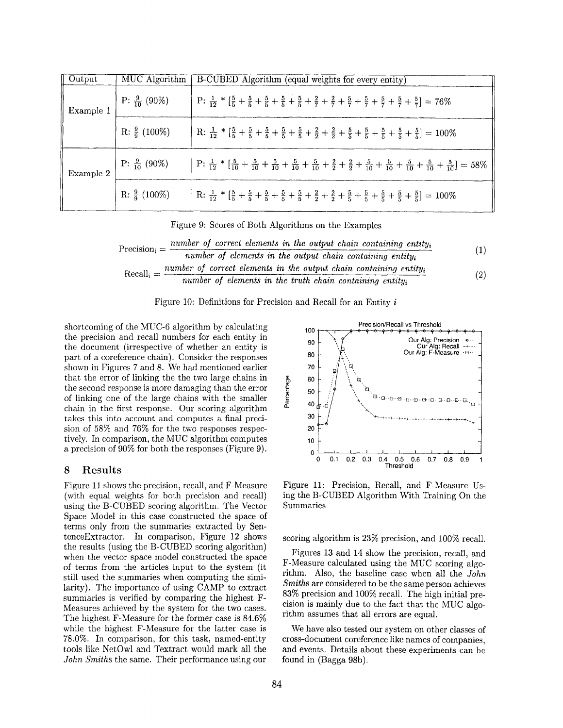| Output | MUC Algorithm | B-CUBED Algorithm (equal weights for every entity) |
|---|---|---|
| Example 1 | P: $\frac{9}{10}$ (90%) | P: $\frac{1}{12} * [\frac{5}{5}+\frac{5}{5}+\frac{5}{5}+\frac{5}{5}+\frac{5}{5}+\frac{2}{7}+\frac{2}{7}+\frac{5}{7}+\frac{5}{7}+\frac{5}{7}+\frac{5}{7}+\frac{5}{7}] = 76\%$ |
| | R: $\frac{9}{9}$ (100%) | R: $\frac{1}{12} * [\frac{5}{5}+\frac{5}{5}+\frac{5}{5}+\frac{5}{5}+\frac{5}{5}+\frac{2}{2}+\frac{2}{2}+\frac{5}{5}+\frac{5}{5}+\frac{5}{5}+\frac{5}{5}+\frac{5}{5}] = 100\%$ |
| Example 2 | P: $\frac{9}{10}$ (90%) | P: $\frac{1}{12} * [\frac{5}{10}+\frac{5}{10}+\frac{5}{10}+\frac{5}{10}+\frac{5}{10}+\frac{2}{2}+\frac{2}{2}+\frac{5}{10}+\frac{5}{10}+\frac{5}{10}+\frac{5}{10}+\frac{5}{10}] = 58\%$ |
| | R: $\frac{9}{9}$ (100%) | R: $\frac{1}{12} * [\frac{5}{5}+\frac{5}{5}+\frac{5}{5}+\frac{5}{5}+\frac{5}{5}+\frac{2}{2}+\frac{2}{2}+\frac{5}{5}+\frac{5}{5}+\frac{5}{5}+\frac{5}{5}+\frac{5}{5}] = 100\%$ |

Figure 9: Scores of Both Algorithms on the Examples

$$\text{Precision}_i = \frac{\textit{number of correct elements in the output chain containing entity}_i}{\textit{number of elements in the output chain containing entity}_i} \quad (1)$$

$$\text{Recall}_i = \frac{\textit{number of correct elements in the output chain containing entity}_i}{\textit{number of elements in the truth chain containing entity}_i} \quad (2)$$

Figure 10: Definitions for Precision and Recall for an Entity $i$

shortcoming of the MUC-6 algorithm by calculating the precision and recall numbers for each entity in the document (irrespective of whether an entity is part of a coreference chain). Consider the responses shown in Figures 7 and 8. We had mentioned earlier that the error of linking the the two large chains in the second response is more damaging than the error of linking one of the large chains with the smaller chain in the first response. Our scoring algorithm takes this into account and computes a final precision of 58% and 76% for the two responses respectively. In comparison, the MUC algorithm computes a precision of 90% for both the responses (Figure 9).

## 8 Results

Figure 11 shows the precision, recall, and F-Measure (with equal weights for both precision and recall) using the B-CUBED scoring algorithm. The Vector Space Model in this case constructed the space of terms only from the summaries extracted by SentenceExtractor. In comparison, Figure 12 shows the results (using the B-CUBED scoring algorithm) when the vector space model constructed the space of terms from the articles input to the system (it still used the summaries when computing the similarity). The importance of using CAMP to extract summaries is verified by comparing the highest F-Measures achieved by the system for the two cases. The highest F-Measure for the former case is 84.6% while the highest F-Measure for the latter case is 78.0%. In comparison, for this task, named-entity tools like NetOwl and Textract would mark all the *John Smiths* the same. Their performance using our scoring algorithm is 23% precision, and 100% recall.

Figure 11: Precision, Recall, and F-Measure Using the B-CUBED Algorithm With Training On the Summaries

Figures 13 and 14 show the precision, recall, and F-Measure calculated using the MUC scoring algorithm. Also, the baseline case when all the *John Smiths* are considered to be the same person achieves 83% precision and 100% recall. The high initial precision is mainly due to the fact that the MUC algorithm assumes that all errors are equal.

We have also tested our system on other classes of cross-document coreference like names of companies, and events. Details about these experiments can be found in (Bagga 98b).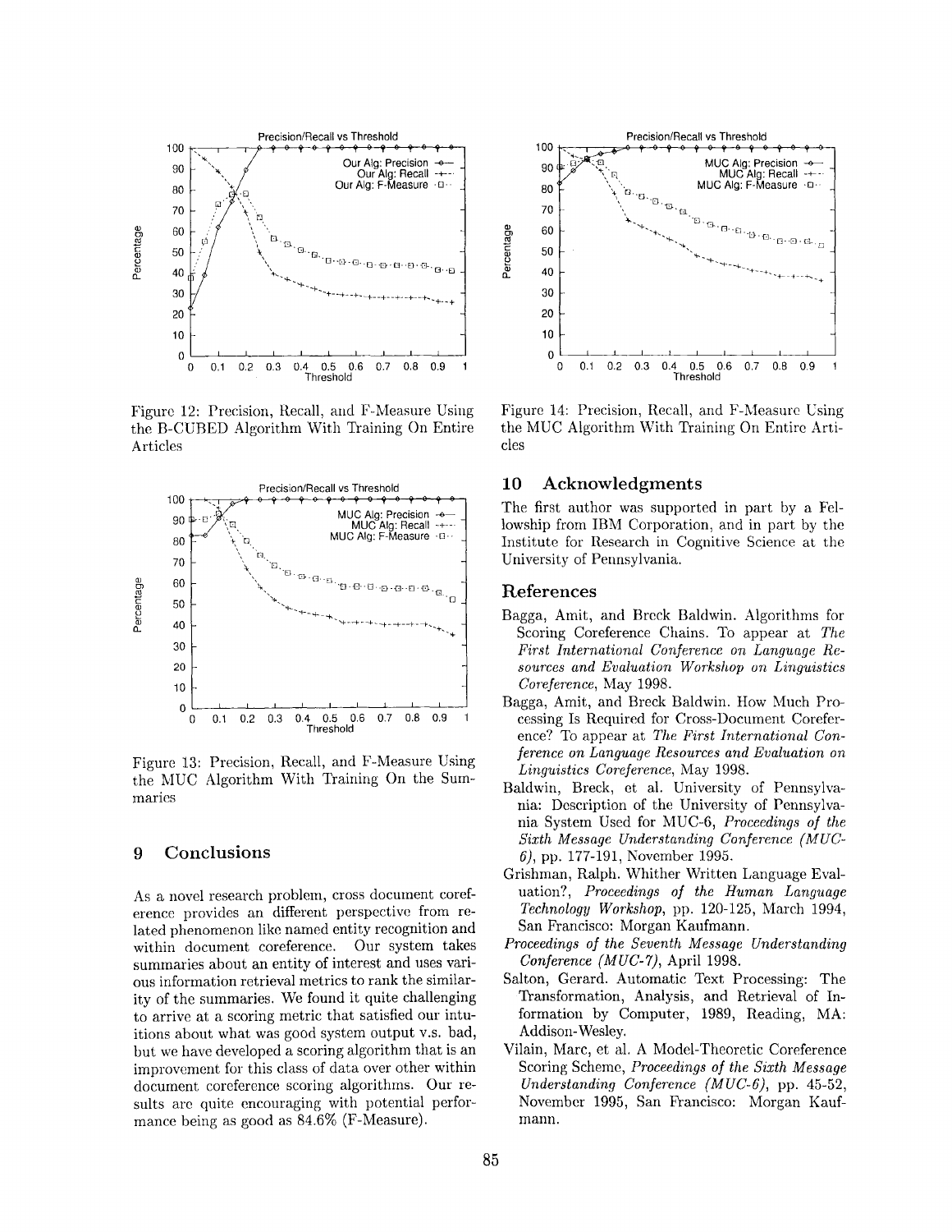Precision/Recall vs Threshold

Our Alg: Precision
Our Alg: Recall
Our Alg: F-Measure

Percentage

Threshold

100
90
80
70
60
50
40
30
20
10
0

0 0.1 0.2 0.3 0.4 0.5 0.6 0.7 0.8 0.9 1

Figure 12: Precision, Recall, and F-Measure Using the B-CUBED Algorithm With Training On Entire Articles

Precision/Recall vs Threshold

MUC Alg: Precision
MUC Alg: Recall
MUC Alg: F-Measure

Percentage

Threshold

100
90
80
70
60
50
40
30
20
10
0

0 0.1 0.2 0.3 0.4 0.5 0.6 0.7 0.8 0.9 1

Figure 13: Precision, Recall, and F-Measure Using the MUC Algorithm With Training On the Summaries

## 9 Conclusions

As a novel research problem, cross document coreference provides an different perspective from related phenomenon like named entity recognition and within document coreference. Our system takes summaries about an entity of interest and uses various information retrieval metrics to rank the similarity of the summaries. We found it quite challenging to arrive at a scoring metric that satisfied our intuitions about what was good system output v.s. bad, but we have developed a scoring algorithm that is an improvement for this class of data over other within document coreference scoring algorithms. Our results are quite encouraging with potential performance being as good as 84.6% (F-Measure).

Precision/Recall vs Threshold

MUC Alg: Precision
MUC Alg: Recall
MUC Alg: F-Measure

Percentage

Threshold

100
90
80
70
60
50
40
30
20
10
0

0 0.1 0.2 0.3 0.4 0.5 0.6 0.7 0.8 0.9 1

Figure 14: Precision, Recall, and F-Measure Using the MUC Algorithm With Training On Entire Articles

## 10 Acknowledgments

The first author was supported in part by a Fellowship from IBM Corporation, and in part by the Institute for Research in Cognitive Science at the University of Pennsylvania.

## References

Bagga, Amit, and Breck Baldwin. Algorithms for Scoring Coreference Chains. To appear at *The First International Conference on Language Resources and Evaluation Workshop on Linguistics Coreference*, May 1998.

Bagga, Amit, and Breck Baldwin. How Much Processing Is Required for Cross-Document Coreference? To appear at *The First International Conference on Language Resources and Evaluation on Linguistics Coreference*, May 1998.

Baldwin, Breck, et al. University of Pennsylvania: Description of the University of Pennsylvania System Used for MUC-6, *Proceedings of the Sixth Message Understanding Conference (MUC-6)*, pp. 177-191, November 1995.

Grishman, Ralph. Whither Written Language Evaluation?, *Proceedings of the Human Language Technology Workshop*, pp. 120-125, March 1994, San Francisco: Morgan Kaufmann.

*Proceedings of the Seventh Message Understanding Conference (MUC-7)*, April 1998.

Salton, Gerard. Automatic Text Processing: The Transformation, Analysis, and Retrieval of Information by Computer, 1989, Reading, MA: Addison-Wesley.

Vilain, Marc, et al. A Model-Theoretic Coreference Scoring Scheme, *Proceedings of the Sixth Message Understanding Conference (MUC-6)*, pp. 45-52, November 1995, San Francisco: Morgan Kaufmann.